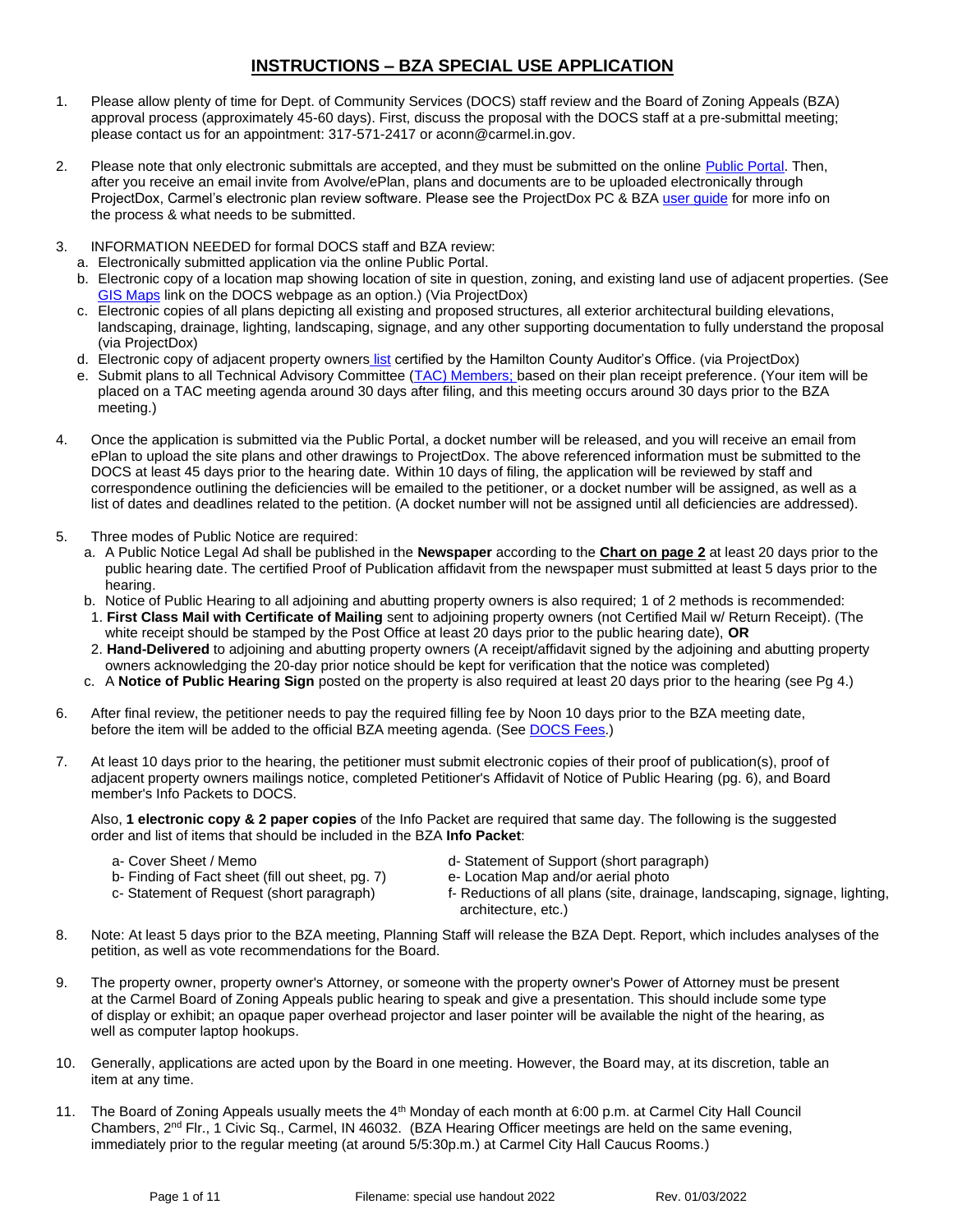# INSTRUCTIONS – BZA SPECIAL USE APPLICATION

1. Please allow plenty of time for Dept. of Community Services (DOCS) staff review and the Board of Zoning Appeals (BZA) approval process (approximately 45-60 days). First, discuss the proposal with the DOCS staff at a pre-submittal meeting; please contact us for an appointment: 317-571-2417 or aconn@carmel.in.gov.

2. Please note that only electronic submittals are accepted, and they must be submitted on the online Public Portal. Then, after you receive an email invite from Avolve/ePlan, plans and documents are to be uploaded electronically through ProjectDox, Carmel's electronic plan review software. Please see the ProjectDox PC & BZA user guide for more info on the process & what needs to be submitted.

3. INFORMATION NEEDED for formal DOCS staff and BZA review:
   a. Electronically submitted application via the online Public Portal.
   b. Electronic copy of a location map showing location of site in question, zoning, and existing land use of adjacent properties. (See GIS Maps link on the DOCS webpage as an option.) (Via ProjectDox)
   c. Electronic copies of all plans depicting all existing and proposed structures, all exterior architectural building elevations, landscaping, drainage, lighting, landscaping, signage, and any other supporting documentation to fully understand the proposal (via ProjectDox)
   d. Electronic copy of adjacent property owners list certified by the Hamilton County Auditor's Office. (via ProjectDox)
   e. Submit plans to all Technical Advisory Committee (TAC) Members; based on their plan receipt preference. (Your item will be placed on a TAC meeting agenda around 30 days after filing, and this meeting occurs around 30 days prior to the BZA meeting.)

4. Once the application is submitted via the Public Portal, a docket number will be released, and you will receive an email from ePlan to upload the site plans and other drawings to ProjectDox. The above referenced information must be submitted to the DOCS at least 45 days prior to the hearing date. Within 10 days of filing, the application will be reviewed by staff and correspondence outlining the deficiencies will be emailed to the petitioner, or a docket number will be assigned, as well as a list of dates and deadlines related to the petition. (A docket number will not be assigned until all deficiencies are addressed).

5. Three modes of Public Notice are required:
   a. A Public Notice Legal Ad shall be published in the **Newspaper** according to the **Chart on page 2** at least 20 days prior to the public hearing date. The certified Proof of Publication affidavit from the newspaper must submitted at least 5 days prior to the hearing.
   b. Notice of Public Hearing to all adjoining and abutting property owners is also required; 1 of 2 methods is recommended:
      1. **First Class Mail with Certificate of Mailing** sent to adjoining property owners (not Certified Mail w/ Return Receipt). (The white receipt should be stamped by the Post Office at least 20 days prior to the public hearing date), **OR**
      2. **Hand-Delivered** to adjoining and abutting property owners (A receipt/affidavit signed by the adjoining and abutting property owners acknowledging the 20-day prior notice should be kept for verification that the notice was completed)
   c. A **Notice of Public Hearing Sign** posted on the property is also required at least 20 days prior to the hearing (see Pg 4.)

6. After final review, the petitioner needs to pay the required filling fee by Noon 10 days prior to the BZA meeting date, before the item will be added to the official BZA meeting agenda. (See DOCS Fees.)

7. At least 10 days prior to the hearing, the petitioner must submit electronic copies of their proof of publication(s), proof of adjacent property owners mailings notice, completed Petitioner's Affidavit of Notice of Public Hearing (pg. 6), and Board member's Info Packets to DOCS.

   Also, **1 electronic copy & 2 paper copies** of the Info Packet are required that same day. The following is the suggested order and list of items that should be included in the BZA **Info Packet**:

   - a- Cover Sheet / Memo
   - b- Finding of Fact sheet (fill out sheet, pg. 7)
   - c- Statement of Request (short paragraph)
   - d- Statement of Support (short paragraph)
   - e- Location Map and/or aerial photo
   - f- Reductions of all plans (site, drainage, landscaping, signage, lighting, architecture, etc.)

8. Note: At least 5 days prior to the BZA meeting, Planning Staff will release the BZA Dept. Report, which includes analyses of the petition, as well as vote recommendations for the Board.

9. The property owner, property owner's Attorney, or someone with the property owner's Power of Attorney must be present at the Carmel Board of Zoning Appeals public hearing to speak and give a presentation. This should include some type of display or exhibit; an opaque paper overhead projector and laser pointer will be available the night of the hearing, as well as computer laptop hookups.

10. Generally, applications are acted upon by the Board in one meeting. However, the Board may, at its discretion, table an item at any time.

11. The Board of Zoning Appeals usually meets the 4th Monday of each month at 6:00 p.m. at Carmel City Hall Council Chambers, 2nd Flr., 1 Civic Sq., Carmel, IN 46032. (BZA Hearing Officer meetings are held on the same evening, immediately prior to the regular meeting (at around 5/5:30p.m.) at Carmel City Hall Caucus Rooms.)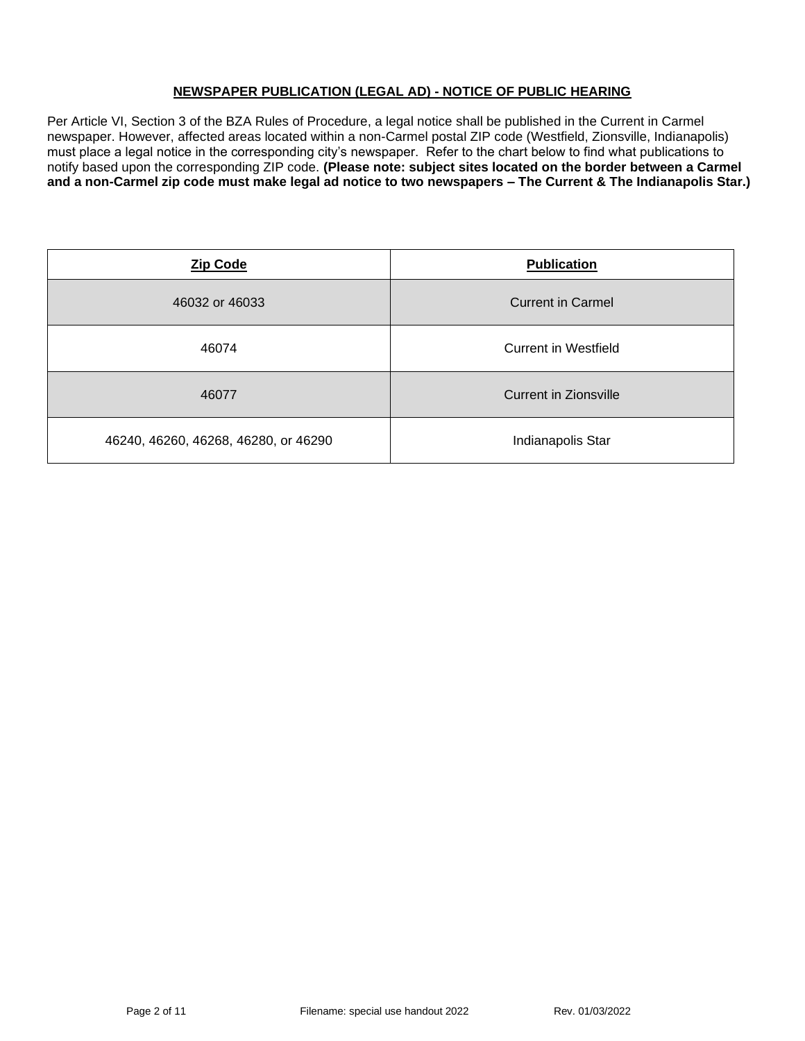## NEWSPAPER PUBLICATION (LEGAL AD) - NOTICE OF PUBLIC HEARING

Per Article VI, Section 3 of the BZA Rules of Procedure, a legal notice shall be published in the Current in Carmel newspaper. However, affected areas located within a non-Carmel postal ZIP code (Westfield, Zionsville, Indianapolis) must place a legal notice in the corresponding city's newspaper. Refer to the chart below to find what publications to notify based upon the corresponding ZIP code. **(Please note: subject sites located on the border between a Carmel and a non-Carmel zip code must make legal ad notice to two newspapers – The Current & The Indianapolis Star.)**

| Zip Code | Publication |
| --- | --- |
| 46032 or 46033 | Current in Carmel |
| 46074 | Current in Westfield |
| 46077 | Current in Zionsville |
| 46240, 46260, 46268, 46280, or 46290 | Indianapolis Star |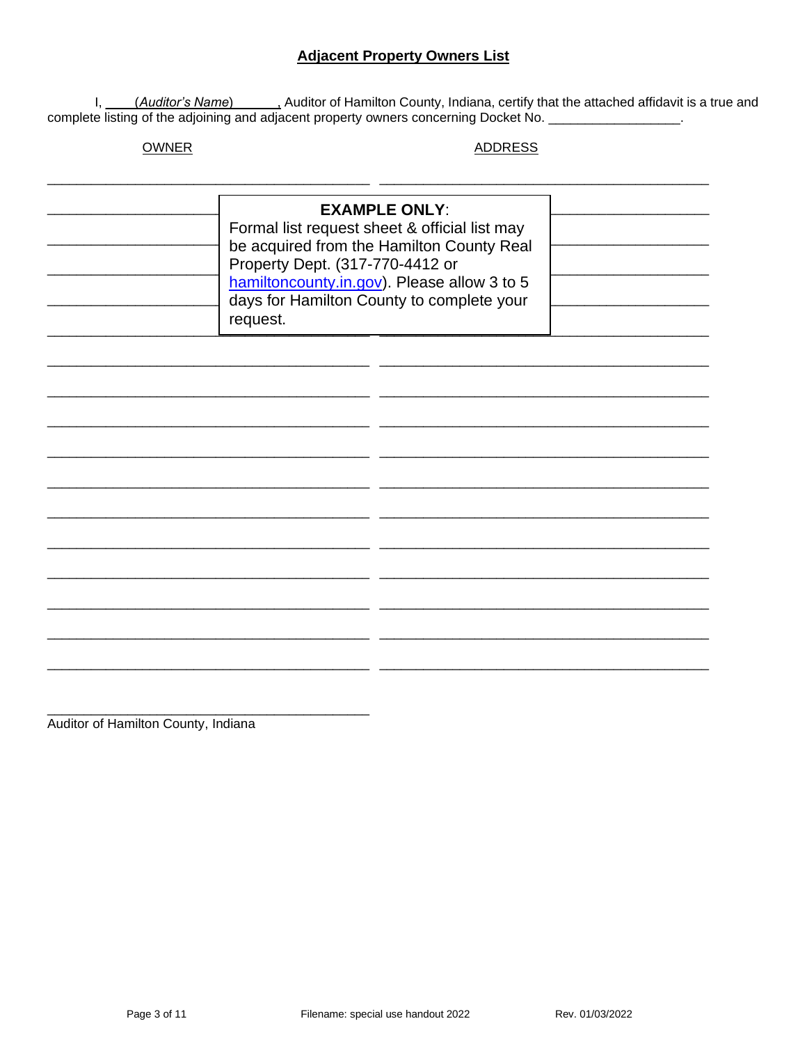## Adjacent Property Owners List

I, ____(*Auditor's Name*)______, Auditor of Hamilton County, Indiana, certify that the attached affidavit is a true and complete listing of the adjoining and adjacent property owners concerning Docket No. __________________.

| OWNER | ADDRESS |
| --- | --- |
| | |
| | |
| | |
| | |
| | |
| | |
| | |
| | |
| | |
| | |
| | |
| | |
| | |
| | |
| | |
| | |
| | |

> **EXAMPLE ONLY**:
> Formal list request sheet & official list may be acquired from the Hamilton County Real Property Dept. (317-770-4412 or hamiltoncounty.in.gov). Please allow 3 to 5 days for Hamilton County to complete your request.

______________________________________________
Auditor of Hamilton County, Indiana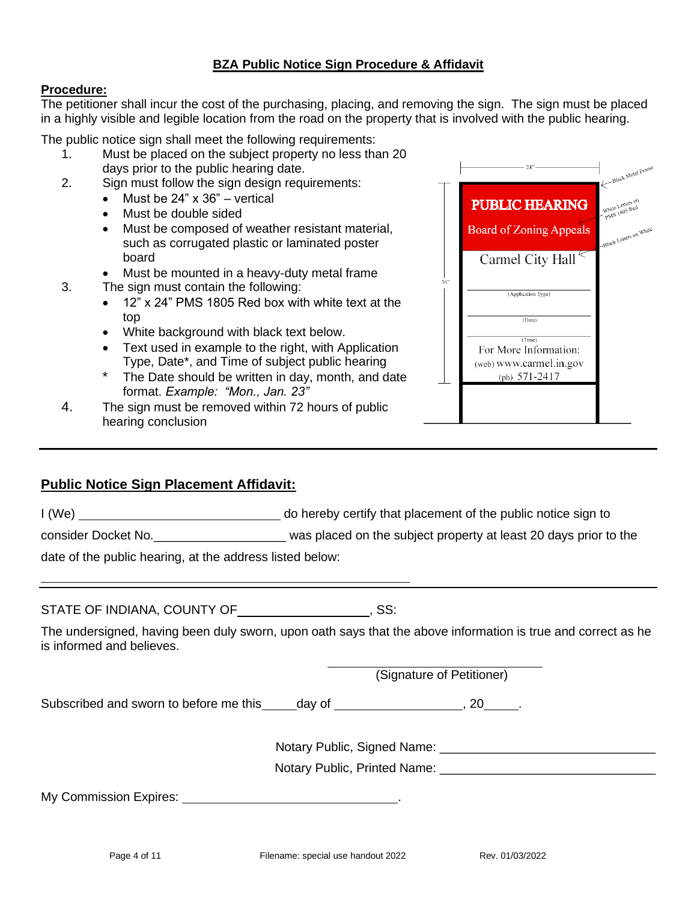## BZA Public Notice Sign Procedure & Affidavit

**Procedure:**

The petitioner shall incur the cost of the purchasing, placing, and removing the sign. The sign must be placed in a highly visible and legible location from the road on the property that is involved with the public hearing.

The public notice sign shall meet the following requirements:

1. Must be placed on the subject property no less than 20 days prior to the public hearing date.
2. Sign must follow the sign design requirements:
   - Must be 24" x 36" – vertical
   - Must be double sided
   - Must be composed of weather resistant material, such as corrugated plastic or laminated poster board
   - Must be mounted in a heavy-duty metal frame
3. The sign must contain the following:
   - 12" x 24" PMS 1805 Red box with white text at the top
   - White background with black text below.
   - Text used in example to the right, with Application Type, Date*, and Time of subject public hearing
   
   \* The Date should be written in day, month, and date format. *Example: "Mon., Jan. 23"*
4. The sign must be removed within 72 hours of public hearing conclusion

24"

36"

PUBLIC HEARING

Board of Zoning Appeals

Carmel City Hall

(Application Type)

(Date)

(Time)

For More Information:

(web) www.carmel.in.gov

(ph) 571-2417

Black Metal Frame

White Letters on PMS 1805 Red

Black Letters on White

---

**Public Notice Sign Placement Affidavit:**

I (We) ______________________________ do hereby certify that placement of the public notice sign to consider Docket No.___________________ was placed on the subject property at least 20 days prior to the date of the public hearing, at the address listed below:

__________________________________________________

STATE OF INDIANA, COUNTY OF__________________, SS:

The undersigned, having been duly sworn, upon oath says that the above information is true and correct as he is informed and believes.

______________________________
(Signature of Petitioner)

Subscribed and sworn to before me this_____day of __________________, 20_____.

Notary Public, Signed Name: ______________________________

Notary Public, Printed Name: ______________________________

My Commission Expires: ______________________________.

Filename: special use handout 2022 Rev. 01/03/2022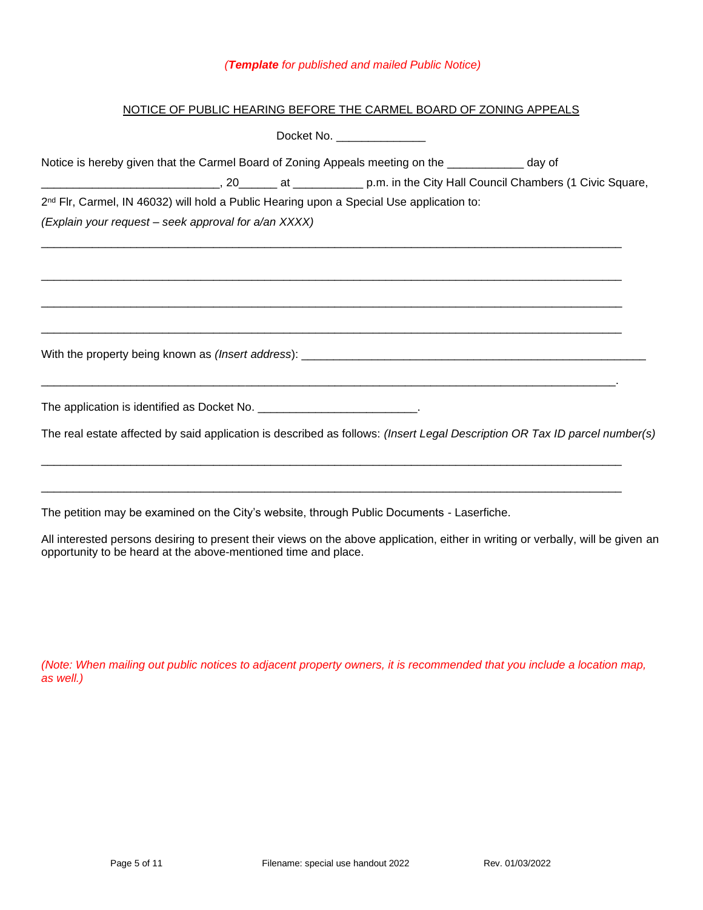*(**Template** for published and mailed Public Notice)*

NOTICE OF PUBLIC HEARING BEFORE THE CARMEL BOARD OF ZONING APPEALS

Docket No. ______________

Notice is hereby given that the Carmel Board of Zoning Appeals meeting on the ____________ day of ____________________________, 20______ at ___________ p.m. in the City Hall Council Chambers (1 Civic Square, 2nd Flr, Carmel, IN 46032) will hold a Public Hearing upon a Special Use application to:

*(Explain your request – seek approval for a/an XXXX)*

________________________________________________________________________________________

________________________________________________________________________________________

________________________________________________________________________________________

________________________________________________________________________________________

With the property being known as *(Insert address)*: ______________________________________________________

________________________________________________________________________________________.

The application is identified as Docket No. _________________________.

The real estate affected by said application is described as follows: *(Insert Legal Description OR Tax ID parcel number(s)*

________________________________________________________________________________________

________________________________________________________________________________________

The petition may be examined on the City's website, through Public Documents - Laserfiche.

All interested persons desiring to present their views on the above application, either in writing or verbally, will be given an opportunity to be heard at the above-mentioned time and place.

*(Note: When mailing out public notices to adjacent property owners, it is recommended that you include a location map, as well.)*

Filename: special use handout 2022 Rev. 01/03/2022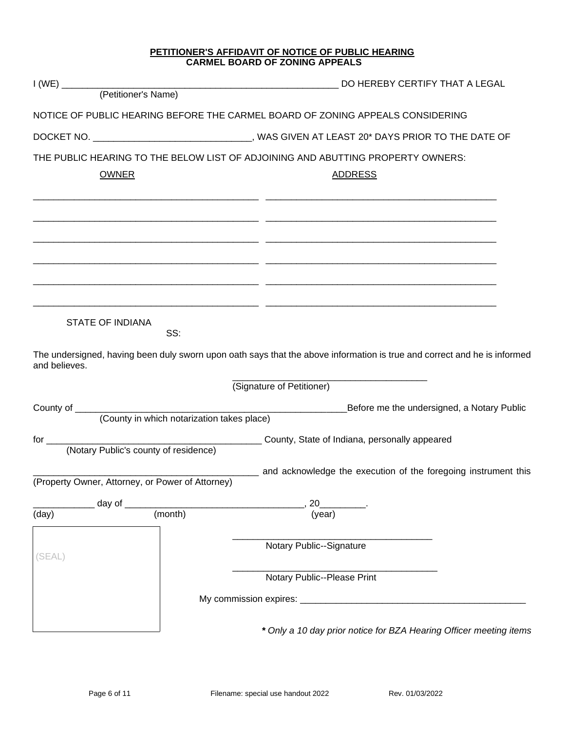**PETITIONER'S AFFIDAVIT OF NOTICE OF PUBLIC HEARING**
**CARMEL BOARD OF ZONING APPEALS**

I (WE) ______________________________________________________ DO HEREBY CERTIFY THAT A LEGAL
(Petitioner's Name)

NOTICE OF PUBLIC HEARING BEFORE THE CARMEL BOARD OF ZONING APPEALS CONSIDERING

DOCKET NO. ______________________________, WAS GIVEN AT LEAST 20* DAYS PRIOR TO THE DATE OF

THE PUBLIC HEARING TO THE BELOW LIST OF ADJOINING AND ABUTTING PROPERTY OWNERS:

| OWNER | ADDRESS |
|---|---|
| ____________________________________________ | ____________________________________________ |
| ____________________________________________ | ____________________________________________ |
| ____________________________________________ | ____________________________________________ |
| ____________________________________________ | ____________________________________________ |
| ____________________________________________ | ____________________________________________ |
| ____________________________________________ | ____________________________________________ |

STATE OF INDIANA
SS:

The undersigned, having been duly sworn upon oath says that the above information is true and correct and he is informed and believes.

______________________________________
(Signature of Petitioner)

County of _______________________________________________________Before me the undersigned, a Notary Public
(County in which notarization takes place)

for __________________________________________ County, State of Indiana, personally appeared
(Notary Public's county of residence)

____________________________________________ and acknowledge the execution of the foregoing instrument this
(Property Owner, Attorney, or Power of Attorney)

____________ day of __________________________________, 20_________.
(day) (month) (year)

(SEAL)

______________________________________
Notary Public--Signature

______________________________________
Notary Public--Please Print

My commission expires: ____________________________________________

*** *Only a 10 day prior notice for BZA Hearing Officer meeting items***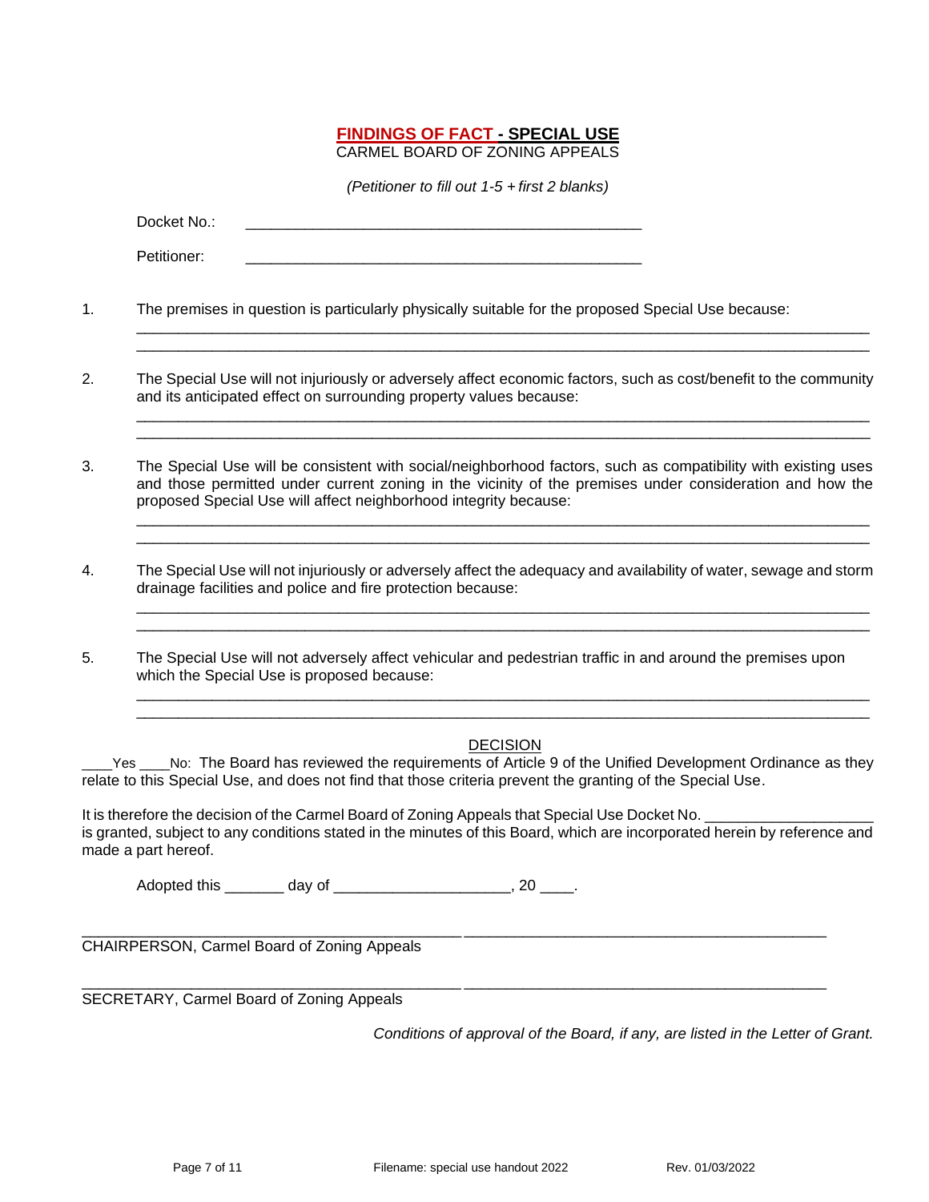# **FINDINGS OF FACT - SPECIAL USE**

CARMEL BOARD OF ZONING APPEALS

*(Petitioner to fill out 1-5 + first 2 blanks)*

Docket No.: ________________________________________________

Petitioner: ________________________________________________

1. The premises in question is particularly physically suitable for the proposed Special Use because:

   ________________________________________________________________________________________

   ________________________________________________________________________________________

2. The Special Use will not injuriously or adversely affect economic factors, such as cost/benefit to the community and its anticipated effect on surrounding property values because:

   ________________________________________________________________________________________

   ________________________________________________________________________________________

3. The Special Use will be consistent with social/neighborhood factors, such as compatibility with existing uses and those permitted under current zoning in the vicinity of the premises under consideration and how the proposed Special Use will affect neighborhood integrity because:

   ________________________________________________________________________________________

   ________________________________________________________________________________________

4. The Special Use will not injuriously or adversely affect the adequacy and availability of water, sewage and storm drainage facilities and police and fire protection because:

   ________________________________________________________________________________________

   ________________________________________________________________________________________

5. The Special Use will not adversely affect vehicular and pedestrian traffic in and around the premises upon which the Special Use is proposed because:

   ________________________________________________________________________________________

   ________________________________________________________________________________________

## DECISION

____Yes ____No: The Board has reviewed the requirements of Article 9 of the Unified Development Ordinance as they relate to this Special Use, and does not find that those criteria prevent the granting of the Special Use.

It is therefore the decision of the Carmel Board of Zoning Appeals that Special Use Docket No. ____________________ is granted, subject to any conditions stated in the minutes of this Board, which are incorporated herein by reference and made a part hereof.

Adopted this _______ day of ____________________, 20 ____.

____________________________________________ ____________________________________________

CHAIRPERSON, Carmel Board of Zoning Appeals

____________________________________________ ____________________________________________

SECRETARY, Carmel Board of Zoning Appeals

*Conditions of approval of the Board, if any, are listed in the Letter of Grant.*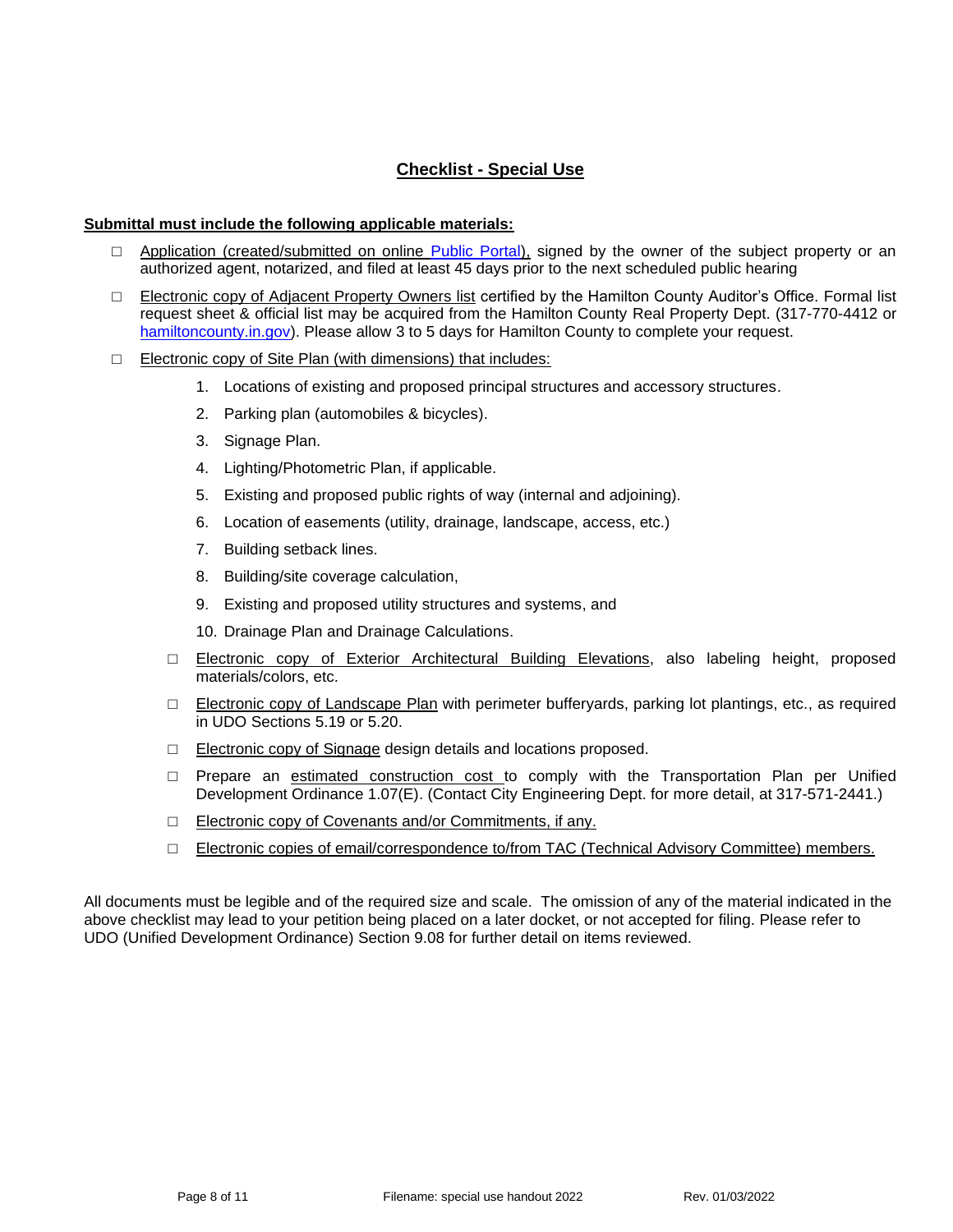## Checklist - Special Use

**Submittal must include the following applicable materials:**

- ☐ Application (created/submitted on online Public Portal), signed by the owner of the subject property or an authorized agent, notarized, and filed at least 45 days prior to the next scheduled public hearing
- ☐ Electronic copy of Adjacent Property Owners list certified by the Hamilton County Auditor's Office. Formal list request sheet & official list may be acquired from the Hamilton County Real Property Dept. (317-770-4412 or hamiltoncounty.in.gov). Please allow 3 to 5 days for Hamilton County to complete your request.
- ☐ Electronic copy of Site Plan (with dimensions) that includes:
  1. Locations of existing and proposed principal structures and accessory structures.
  2. Parking plan (automobiles & bicycles).
  3. Signage Plan.
  4. Lighting/Photometric Plan, if applicable.
  5. Existing and proposed public rights of way (internal and adjoining).
  6. Location of easements (utility, drainage, landscape, access, etc.)
  7. Building setback lines.
  8. Building/site coverage calculation,
  9. Existing and proposed utility structures and systems, and
  10. Drainage Plan and Drainage Calculations.

  - ☐ Electronic copy of Exterior Architectural Building Elevations, also labeling height, proposed materials/colors, etc.
  - ☐ Electronic copy of Landscape Plan with perimeter bufferyards, parking lot plantings, etc., as required in UDO Sections 5.19 or 5.20.
  - ☐ Electronic copy of Signage design details and locations proposed.
  - ☐ Prepare an estimated construction cost to comply with the Transportation Plan per Unified Development Ordinance 1.07(E). (Contact City Engineering Dept. for more detail, at 317-571-2441.)
  - ☐ Electronic copy of Covenants and/or Commitments, if any.
  - ☐ Electronic copies of email/correspondence to/from TAC (Technical Advisory Committee) members.

All documents must be legible and of the required size and scale. The omission of any of the material indicated in the above checklist may lead to your petition being placed on a later docket, or not accepted for filing. Please refer to UDO (Unified Development Ordinance) Section 9.08 for further detail on items reviewed.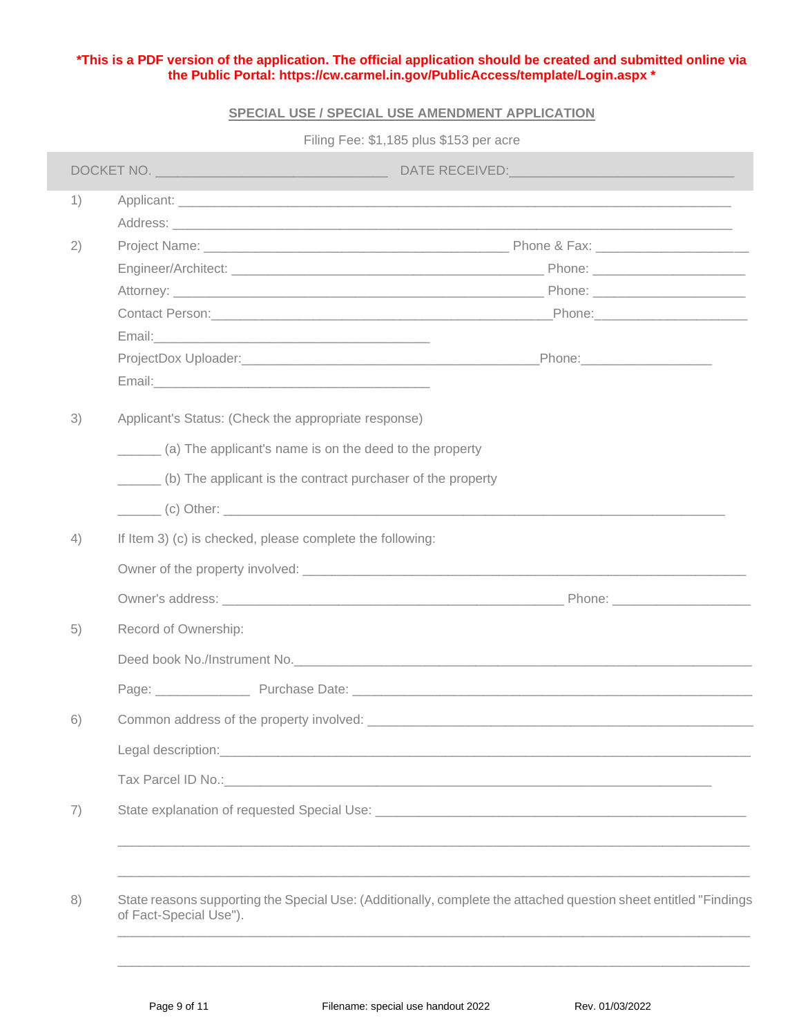**\*This is a PDF version of the application. The official application should be created and submitted online via the Public Portal: https://cw.carmel.in.gov/PublicAccess/template/Login.aspx \***

## SPECIAL USE / SPECIAL USE AMENDMENT APPLICATION

Filing Fee: $1,185 plus $153 per acre

DOCKET NO. ______________________________ DATE RECEIVED:______________________________

1) Applicant: ______________________________________________________________________

   Address: ______________________________________________________________________

2) Project Name: ________________________________________ Phone & Fax: ____________________

   Engineer/Architect: ________________________________________ Phone: ____________________

   Attorney: ________________________________________________ Phone: ____________________

   Contact Person:____________________________________________Phone:____________________

   Email:____________________________________

   ProjectDox Uploader:_______________________________________Phone:_________________

   Email:____________________________________

3) Applicant's Status: (Check the appropriate response)

   ______ (a) The applicant's name is on the deed to the property

   ______ (b) The applicant is the contract purchaser of the property

   ______ (c) Other: ____________________________________________________________________

4) If Item 3) (c) is checked, please complete the following:

   Owner of the property involved: __________________________________________________________

   Owner's address: _____________________________________________ Phone: __________________

5) Record of Ownership:

   Deed book No./Instrument No.____________________________________________________________

   Page: ____________ Purchase Date: _______________________________________________________

6) Common address of the property involved: ______________________________________________

   Legal description:______________________________________________________________________

   Tax Parcel ID No.:_________________________________________________________________

7) State explanation of requested Special Use: _________________________________________________

   ________________________________________________________________________________________

   ________________________________________________________________________________________

8) State reasons supporting the Special Use: (Additionally, complete the attached question sheet entitled "Findings of Fact-Special Use").

   ________________________________________________________________________________________

   ________________________________________________________________________________________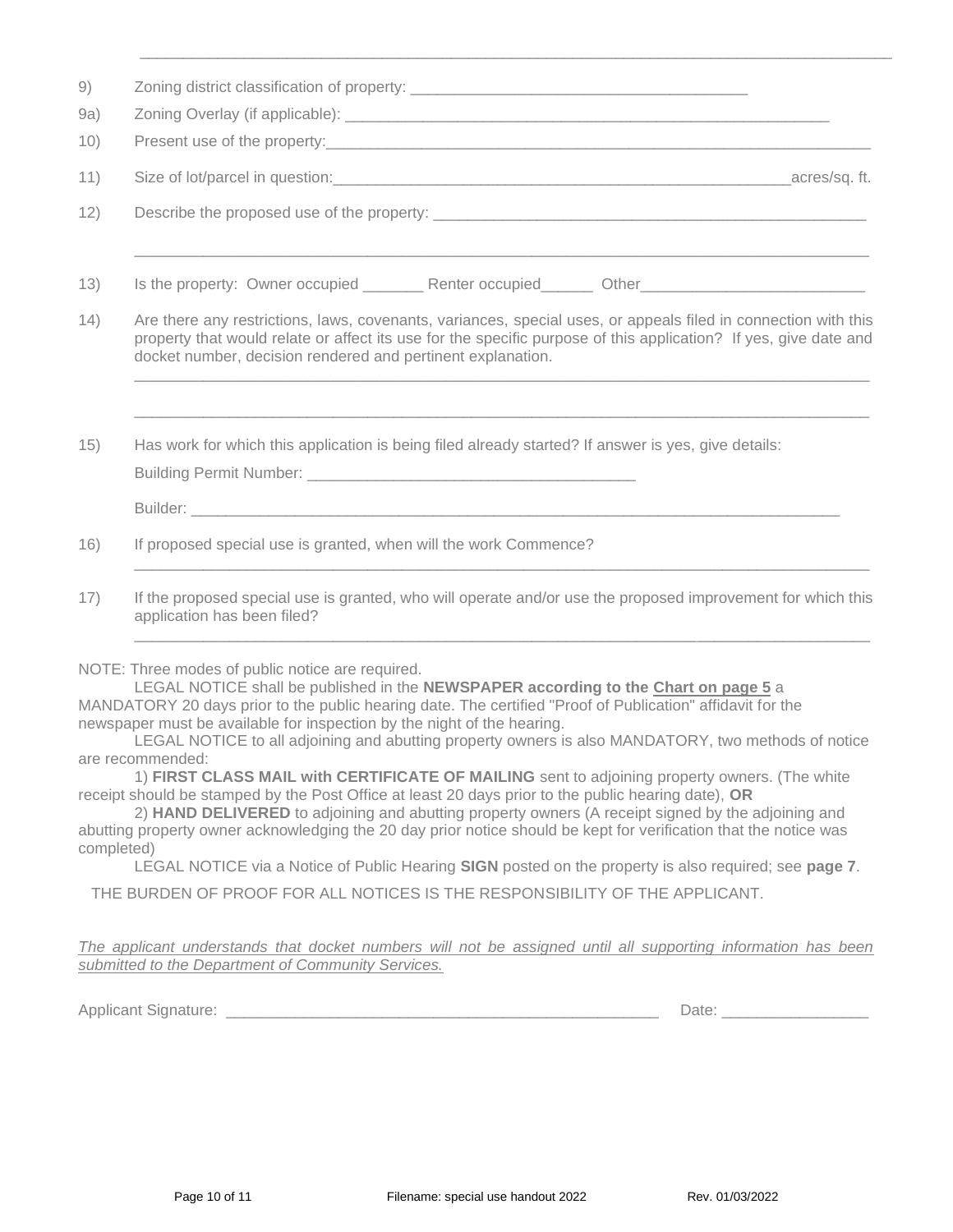\_\_\_\_\_\_\_\_\_\_\_\_\_\_\_\_\_\_\_\_\_\_\_\_\_\_\_\_\_\_\_\_\_\_\_\_\_\_\_\_\_\_\_\_\_\_\_\_\_\_\_\_\_\_\_\_\_\_\_\_\_\_\_\_\_\_\_\_\_\_\_\_\_\_\_\_\_\_

9) Zoning district classification of property: \_\_\_\_\_\_\_\_\_\_\_\_\_\_\_\_\_\_\_\_\_\_\_\_\_\_\_\_\_\_\_\_\_\_\_\_\_\_\_

9a) Zoning Overlay (if applicable): \_\_\_\_\_\_\_\_\_\_\_\_\_\_\_\_\_\_\_\_\_\_\_\_\_\_\_\_\_\_\_\_\_\_\_\_\_\_\_\_\_\_\_\_\_\_\_\_\_\_\_\_\_\_

10) Present use of the property:\_\_\_\_\_\_\_\_\_\_\_\_\_\_\_\_\_\_\_\_\_\_\_\_\_\_\_\_\_\_\_\_\_\_\_\_\_\_\_\_\_\_\_\_\_\_\_\_\_\_\_\_\_\_\_\_\_\_\_\_\_\_

11) Size of lot/parcel in question:\_\_\_\_\_\_\_\_\_\_\_\_\_\_\_\_\_\_\_\_\_\_\_\_\_\_\_\_\_\_\_\_\_\_\_\_\_\_\_\_\_\_\_\_\_\_\_\_\_\_\_\_\_\_acres/sq. ft.

12) Describe the proposed use of the property: \_\_\_\_\_\_\_\_\_\_\_\_\_\_\_\_\_\_\_\_\_\_\_\_\_\_\_\_\_\_\_\_\_\_\_\_\_\_\_\_\_\_\_\_\_\_\_\_\_

\_\_\_\_\_\_\_\_\_\_\_\_\_\_\_\_\_\_\_\_\_\_\_\_\_\_\_\_\_\_\_\_\_\_\_\_\_\_\_\_\_\_\_\_\_\_\_\_\_\_\_\_\_\_\_\_\_\_\_\_\_\_\_\_\_\_\_\_\_\_\_\_\_\_\_\_\_\_\_\_\_\_\_\_

13) Is the property: Owner occupied \_\_\_\_\_\_\_ Renter occupied\_\_\_\_\_\_ Other\_\_\_\_\_\_\_\_\_\_\_\_\_\_\_\_\_\_\_\_\_\_\_\_\_\_

14) Are there any restrictions, laws, covenants, variances, special uses, or appeals filed in connection with this property that would relate or affect its use for the specific purpose of this application? If yes, give date and docket number, decision rendered and pertinent explanation.

\_\_\_\_\_\_\_\_\_\_\_\_\_\_\_\_\_\_\_\_\_\_\_\_\_\_\_\_\_\_\_\_\_\_\_\_\_\_\_\_\_\_\_\_\_\_\_\_\_\_\_\_\_\_\_\_\_\_\_\_\_\_\_\_\_\_\_\_\_\_\_\_\_\_\_\_\_\_\_\_\_\_\_\_

\_\_\_\_\_\_\_\_\_\_\_\_\_\_\_\_\_\_\_\_\_\_\_\_\_\_\_\_\_\_\_\_\_\_\_\_\_\_\_\_\_\_\_\_\_\_\_\_\_\_\_\_\_\_\_\_\_\_\_\_\_\_\_\_\_\_\_\_\_\_\_\_\_\_\_\_\_\_\_\_\_\_\_\_

15) Has work for which this application is being filed already started? If answer is yes, give details:

Building Permit Number: \_\_\_\_\_\_\_\_\_\_\_\_\_\_\_\_\_\_\_\_\_\_\_\_\_\_\_\_\_\_\_\_\_\_\_\_\_\_\_

Builder: \_\_\_\_\_\_\_\_\_\_\_\_\_\_\_\_\_\_\_\_\_\_\_\_\_\_\_\_\_\_\_\_\_\_\_\_\_\_\_\_\_\_\_\_\_\_\_\_\_\_\_\_\_\_\_\_\_\_\_\_\_\_\_\_\_\_\_\_\_\_\_\_\_\_\_

16) If proposed special use is granted, when will the work Commence?

\_\_\_\_\_\_\_\_\_\_\_\_\_\_\_\_\_\_\_\_\_\_\_\_\_\_\_\_\_\_\_\_\_\_\_\_\_\_\_\_\_\_\_\_\_\_\_\_\_\_\_\_\_\_\_\_\_\_\_\_\_\_\_\_\_\_\_\_\_\_\_\_\_\_\_\_\_\_\_\_\_\_\_\_

17) If the proposed special use is granted, who will operate and/or use the proposed improvement for which this application has been filed?

\_\_\_\_\_\_\_\_\_\_\_\_\_\_\_\_\_\_\_\_\_\_\_\_\_\_\_\_\_\_\_\_\_\_\_\_\_\_\_\_\_\_\_\_\_\_\_\_\_\_\_\_\_\_\_\_\_\_\_\_\_\_\_\_\_\_\_\_\_\_\_\_\_\_\_\_\_\_\_\_\_\_\_\_

NOTE: Three modes of public notice are required.

LEGAL NOTICE shall be published in the **NEWSPAPER according to the <u>Chart on page 5</u>** a MANDATORY 20 days prior to the public hearing date. The certified "Proof of Publication" affidavit for the newspaper must be available for inspection by the night of the hearing.

LEGAL NOTICE to all adjoining and abutting property owners is also MANDATORY, two methods of notice are recommended:

1) **FIRST CLASS MAIL with CERTIFICATE OF MAILING** sent to adjoining property owners. (The white receipt should be stamped by the Post Office at least 20 days prior to the public hearing date), **OR**

2) **HAND DELIVERED** to adjoining and abutting property owners (A receipt signed by the adjoining and abutting property owner acknowledging the 20 day prior notice should be kept for verification that the notice was completed)

LEGAL NOTICE via a Notice of Public Hearing **SIGN** posted on the property is also required; see **page 7**.

THE BURDEN OF PROOF FOR ALL NOTICES IS THE RESPONSIBILITY OF THE APPLICANT.

*<u>The applicant understands that docket numbers will not be assigned until all supporting information has been submitted to the Department of Community Services.</u>*

Applicant Signature: \_\_\_\_\_\_\_\_\_\_\_\_\_\_\_\_\_\_\_\_\_\_\_\_\_\_\_\_\_\_\_\_\_\_\_\_\_\_\_\_\_\_\_\_\_\_\_\_\_\_ Date: \_\_\_\_\_\_\_\_\_\_\_\_\_\_\_\_\_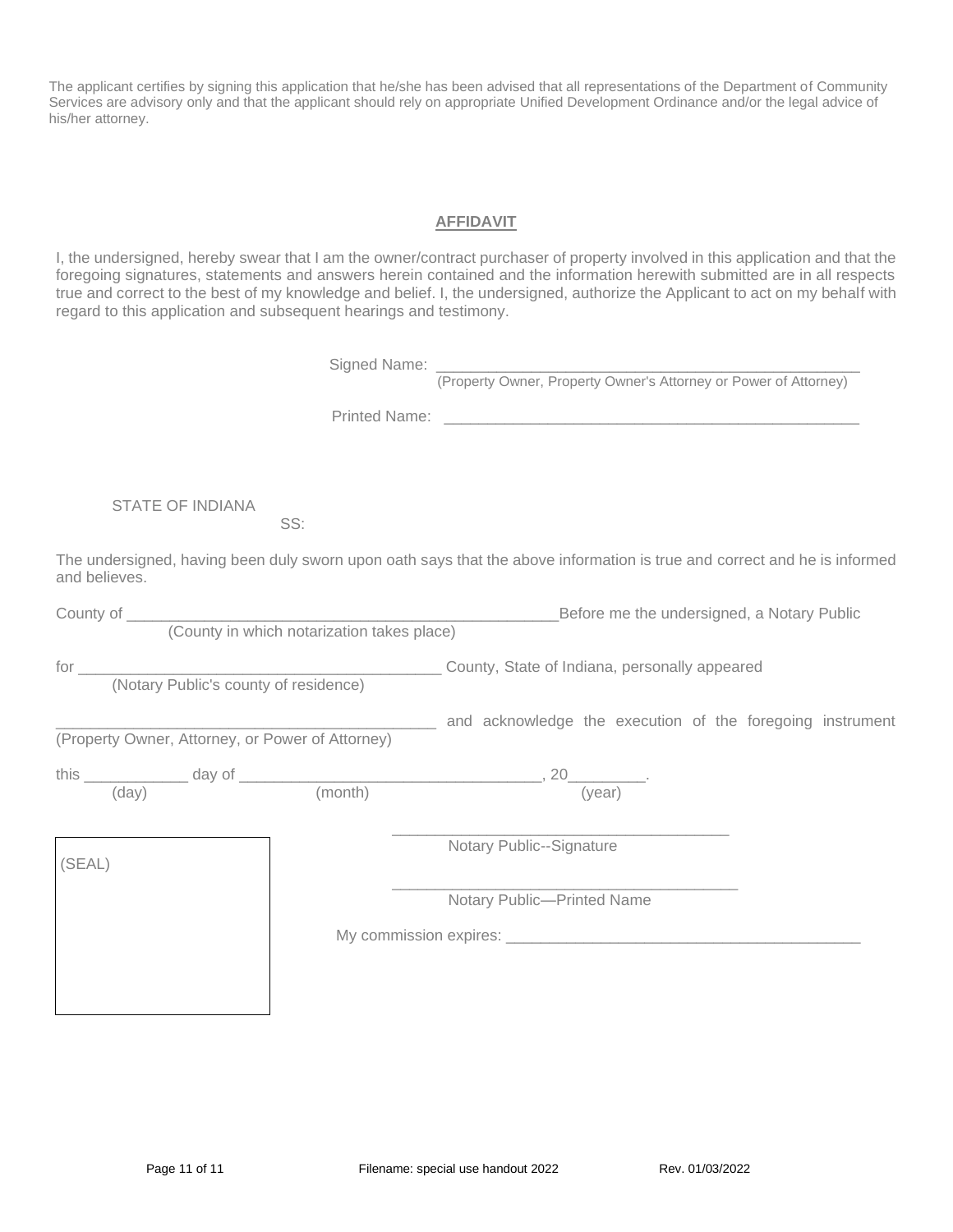The applicant certifies by signing this application that he/she has been advised that all representations of the Department of Community Services are advisory only and that the applicant should rely on appropriate Unified Development Ordinance and/or the legal advice of his/her attorney.

## AFFIDAVIT

I, the undersigned, hereby swear that I am the owner/contract purchaser of property involved in this application and that the foregoing signatures, statements and answers herein contained and the information herewith submitted are in all respects true and correct to the best of my knowledge and belief. I, the undersigned, authorize the Applicant to act on my behalf with regard to this application and subsequent hearings and testimony.

Signed Name: ________________________________________________
(Property Owner, Property Owner's Attorney or Power of Attorney)

Printed Name: ________________________________________________

STATE OF INDIANA
SS:

The undersigned, having been duly sworn upon oath says that the above information is true and correct and he is informed and believes.

County of ________________________________________________Before me the undersigned, a Notary Public
(County in which notarization takes place)

for ________________________________________ County, State of Indiana, personally appeared
(Notary Public's county of residence)

__________________________________________ and acknowledge the execution of the foregoing instrument
(Property Owner, Attorney, or Power of Attorney)

this ____________ day of __________________________________, 20_________.
(day) (month) (year)

(SEAL)

______________________________________
Notary Public--Signature

______________________________________
Notary Public—Printed Name

My commission expires: ________________________________________